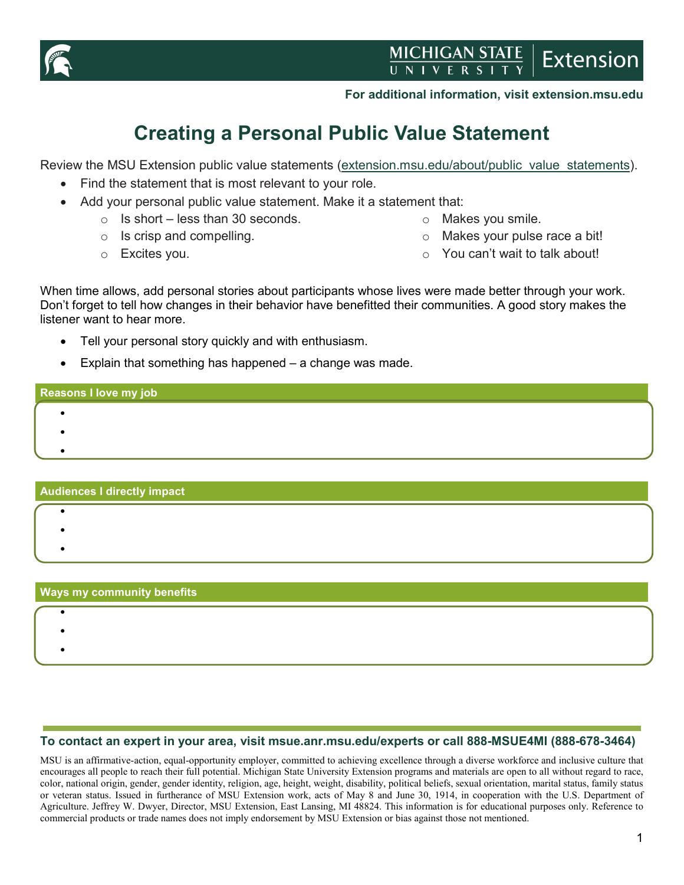For additional information, visit extension.msu.edu

# Creating a Personal Public Value Statement

Review the MSU Extension public value statements (extension.msu.edu/about/public_value_statements).

- Find the statement that is most relevant to your role.
- Add your personal public value statement. Make it a statement that:
  - Is short – less than 30 seconds.
  - Is crisp and compelling.
  - Excites you.
  - Makes you smile.
  - Makes your pulse race a bit!
  - You can't wait to talk about!

When time allows, add personal stories about participants whose lives were made better through your work. Don't forget to tell how changes in their behavior have benefitted their communities. A good story makes the listener want to hear more.

- Tell your personal story quickly and with enthusiasm.
- Explain that something has happened – a change was made.

**Reasons I love my job**

- 
- 
- 

**Audiences I directly impact**

- 
- 
- 

**Ways my community benefits**

- 
- 
- 

**To contact an expert in your area, visit msue.anr.msu.edu/experts or call 888-MSUE4MI (888-678-3464)**

MSU is an affirmative-action, equal-opportunity employer, committed to achieving excellence through a diverse workforce and inclusive culture that encourages all people to reach their full potential. Michigan State University Extension programs and materials are open to all without regard to race, color, national origin, gender, gender identity, religion, age, height, weight, disability, political beliefs, sexual orientation, marital status, family status or veteran status. Issued in furtherance of MSU Extension work, acts of May 8 and June 30, 1914, in cooperation with the U.S. Department of Agriculture. Jeffrey W. Dwyer, Director, MSU Extension, East Lansing, MI 48824. This information is for educational purposes only. Reference to commercial products or trade names does not imply endorsement by MSU Extension or bias against those not mentioned.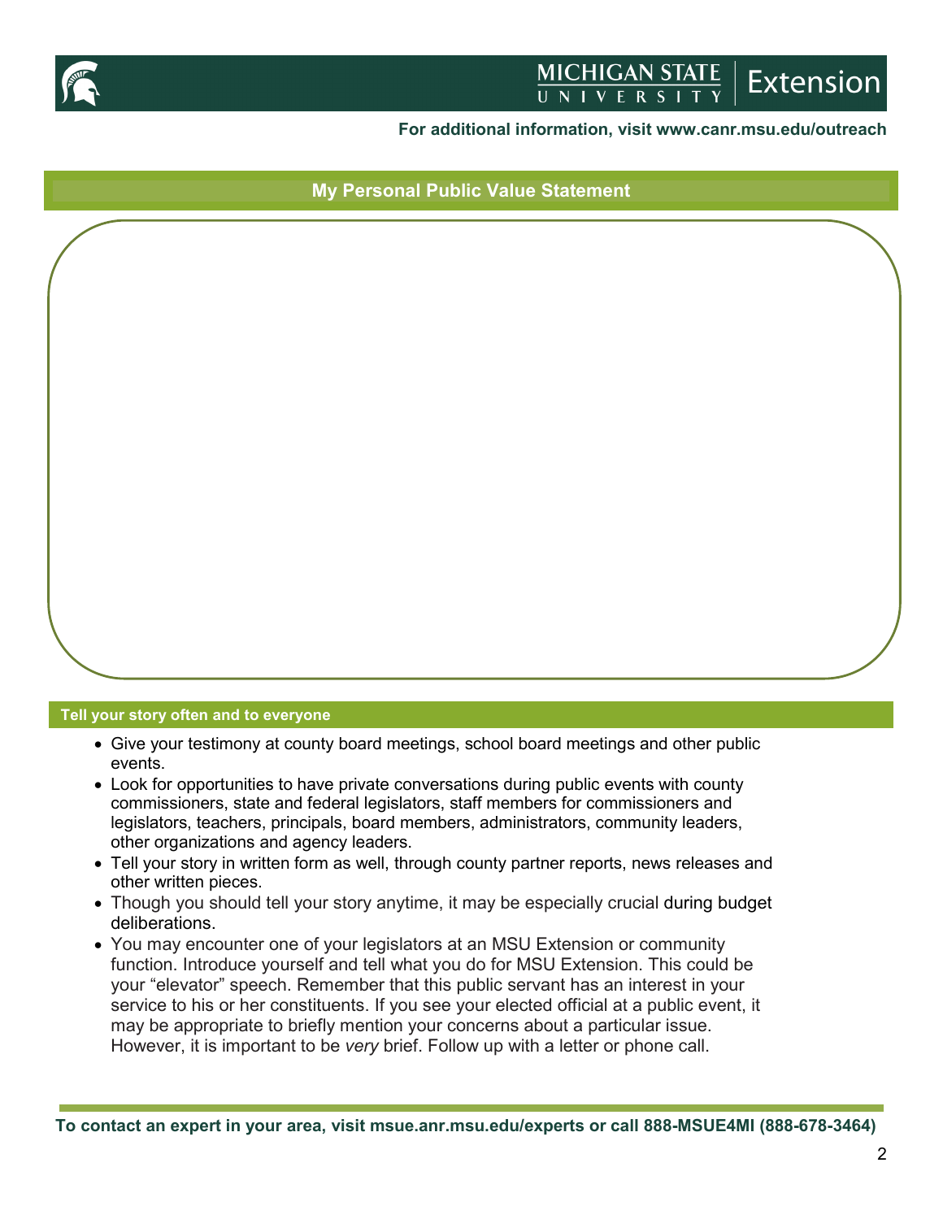For additional information, visit www.canr.msu.edu/outreach

## My Personal Public Value Statement

### Tell your story often and to everyone

- Give your testimony at county board meetings, school board meetings and other public events.
- Look for opportunities to have private conversations during public events with county commissioners, state and federal legislators, staff members for commissioners and legislators, teachers, principals, board members, administrators, community leaders, other organizations and agency leaders.
- Tell your story in written form as well, through county partner reports, news releases and other written pieces.
- Though you should tell your story anytime, it may be especially crucial during budget deliberations.
- You may encounter one of your legislators at an MSU Extension or community function. Introduce yourself and tell what you do for MSU Extension. This could be your "elevator" speech. Remember that this public servant has an interest in your service to his or her constituents. If you see your elected official at a public event, it may be appropriate to briefly mention your concerns about a particular issue. However, it is important to be *very* brief. Follow up with a letter or phone call.

To contact an expert in your area, visit msue.anr.msu.edu/experts or call 888-MSUE4MI (888-678-3464)